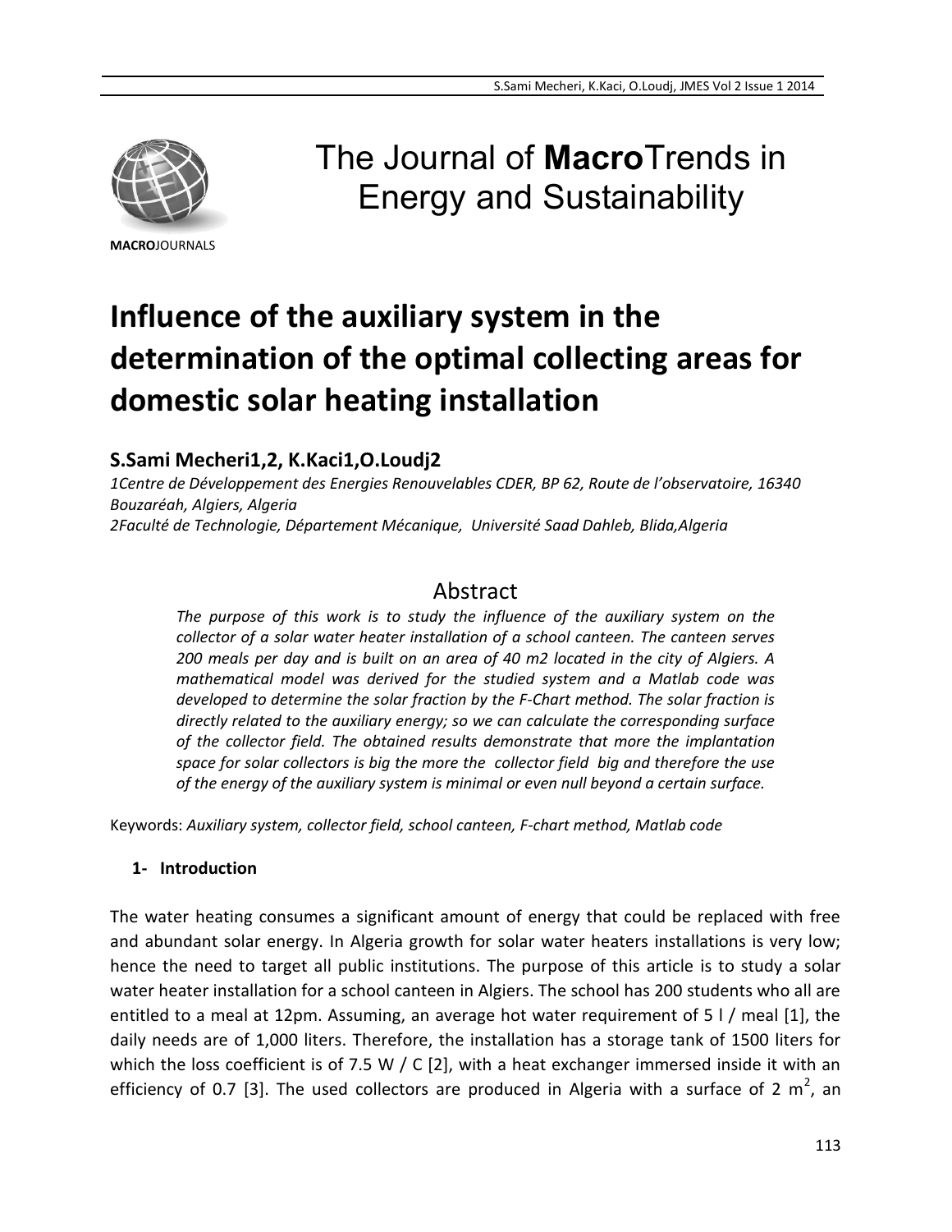The Journal of **Macro**Trends in Energy and Sustainability

**MACRO**JOURNALS

# Influence of the auxiliary system in the determination of the optimal collecting areas for domestic solar heating installation

## S.Sami Mecheri1,2, K.Kaci1,O.Loudj2

*1Centre de Développement des Energies Renouvelables CDER, BP 62, Route de l'observatoire, 16340 Bouzaréah, Algiers, Algeria*

*2Faculté de Technologie, Département Mécanique, Université Saad Dahleb, Blida,Algeria*

## Abstract

*The purpose of this work is to study the influence of the auxiliary system on the collector of a solar water heater installation of a school canteen. The canteen serves 200 meals per day and is built on an area of 40 m2 located in the city of Algiers. A mathematical model was derived for the studied system and a Matlab code was developed to determine the solar fraction by the F-Chart method. The solar fraction is directly related to the auxiliary energy; so we can calculate the corresponding surface of the collector field. The obtained results demonstrate that more the implantation space for solar collectors is big the more the collector field big and therefore the use of the energy of the auxiliary system is minimal or even null beyond a certain surface.*

Keywords: *Auxiliary system, collector field, school canteen, F-chart method, Matlab code*

### 1- Introduction

The water heating consumes a significant amount of energy that could be replaced with free and abundant solar energy. In Algeria growth for solar water heaters installations is very low; hence the need to target all public institutions. The purpose of this article is to study a solar water heater installation for a school canteen in Algiers. The school has 200 students who all are entitled to a meal at 12pm. Assuming, an average hot water requirement of 5 l / meal [1], the daily needs are of 1,000 liters. Therefore, the installation has a storage tank of 1500 liters for which the loss coefficient is of 7.5 W / C [2], with a heat exchanger immersed inside it with an efficiency of 0.7 [3]. The used collectors are produced in Algeria with a surface of 2 $m^2$, an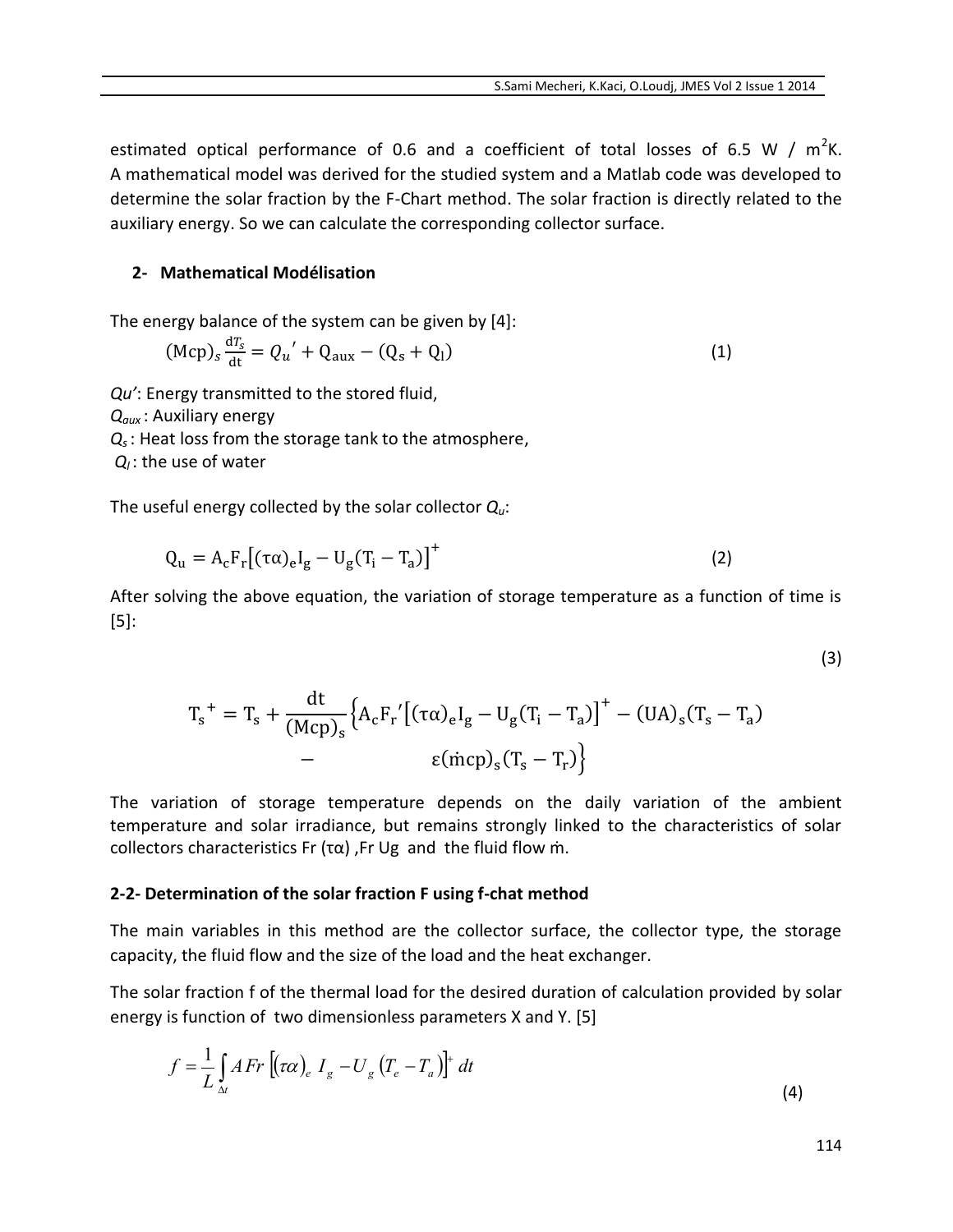estimated optical performance of 0.6 and a coefficient of total losses of 6.5 W / m$^2$K. A mathematical model was derived for the studied system and a Matlab code was developed to determine the solar fraction by the F-Chart method. The solar fraction is directly related to the auxiliary energy. So we can calculate the corresponding collector surface.

## 2- Mathematical Modélisation

The energy balance of the system can be given by [4]:

$$(\mathrm{Mcp})_s \frac{\mathrm{d}T_s}{\mathrm{dt}} = Q_u' + \mathrm{Q_{aux}} - (\mathrm{Q_s} + \mathrm{Q_l}) \tag{1}$$

*Qu'*: Energy transmitted to the stored fluid,
$Q_{aux}$ : Auxiliary energy
$Q_s$ : Heat loss from the storage tank to the atmosphere,
$Q_l$ : the use of water

The useful energy collected by the solar collector $Q_u$:

$$\mathrm{Q_u} = \mathrm{A_c F_r}\left[(\tau\alpha)_e \mathrm{I_g} - \mathrm{U_g}(\mathrm{T_i} - \mathrm{T_a})\right]^+ \tag{2}$$

After solving the above equation, the variation of storage temperature as a function of time is [5]:

$$\mathrm{T_s}^+ = \mathrm{T_s} + \frac{\mathrm{dt}}{(\mathrm{Mcp})_s}\left\{\mathrm{A_c F_r}'\left[(\tau\alpha)_e \mathrm{I_g} - \mathrm{U_g}(\mathrm{T_i} - \mathrm{T_a})\right]^+ - (\mathrm{UA})_s(\mathrm{T_s} - \mathrm{T_a}) - \varepsilon(\dot{\mathrm{m}}\mathrm{cp})_s(\mathrm{T_s} - \mathrm{T_r})\right\} \tag{3}$$

The variation of storage temperature depends on the daily variation of the ambient temperature and solar irradiance, but remains strongly linked to the characteristics of solar collectors characteristics Fr (τα) ,Fr Ug and the fluid flow ṁ.

### 2-2- Determination of the solar fraction F using f-chat method

The main variables in this method are the collector surface, the collector type, the storage capacity, the fluid flow and the size of the load and the heat exchanger.

The solar fraction f of the thermal load for the desired duration of calculation provided by solar energy is function of two dimensionless parameters X and Y. [5]

$$f = \frac{1}{L}\int_{\Delta t} A\,Fr\left[(\tau\alpha)_e\, I_g - U_g\left(T_e - T_a\right)\right]^+ dt \tag{4}$$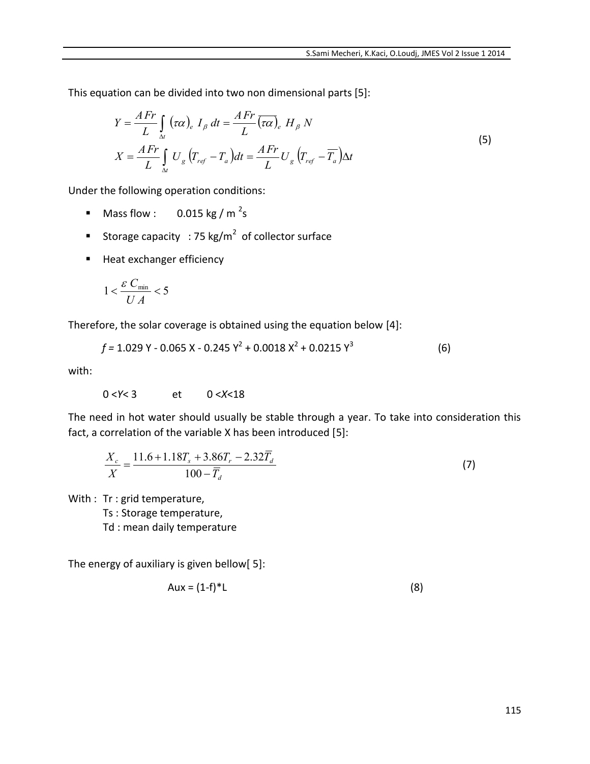This equation can be divided into two non dimensional parts [5]:

$$
\begin{aligned}
Y &= \frac{A\,Fr}{L} \int_{\Delta t} (\tau\alpha)_e \, I_\beta \, dt = \frac{A\,Fr}{L} \overline{(\tau\alpha)}_e \, H_\beta \, N \\
X &= \frac{A\,Fr}{L} \int_{\Delta t} U_g \left(T_{ref} - T_a\right) dt = \frac{A\,Fr}{L} U_g \left(T_{ref} - \overline{T}_a\right) \Delta t
\end{aligned}
\tag{5}
$$

Under the following operation conditions:

- Mass flow : 0.015 kg / m $^2$s
- Storage capacity : 75 kg/m$^2$ of collector surface
- Heat exchanger efficiency

$$
1 < \frac{\varepsilon \, C_{\min}}{U\,A} < 5
$$

Therefore, the solar coverage is obtained using the equation below [4]:

$$
f = 1.029\,Y - 0.065\,X - 0.245\,Y^2 + 0.0018\,X^2 + 0.0215\,Y^3 \tag{6}
$$

with:

$0 < Y < 3$ et $0 < X < 18$

The need in hot water should usually be stable through a year. To take into consideration this fact, a correlation of the variable X has been introduced [5]:

$$
\frac{X_c}{X} = \frac{11.6 + 1.18 T_s + 3.86 T_r - 2.32 \overline{T}_d}{100 - \overline{T}_d} \tag{7}
$$

With : Tr : grid temperature,
Ts : Storage temperature,
Td : mean daily temperature

The energy of auxiliary is given bellow[ 5]:

$$
\text{Aux} = (1-f) * L \tag{8}
$$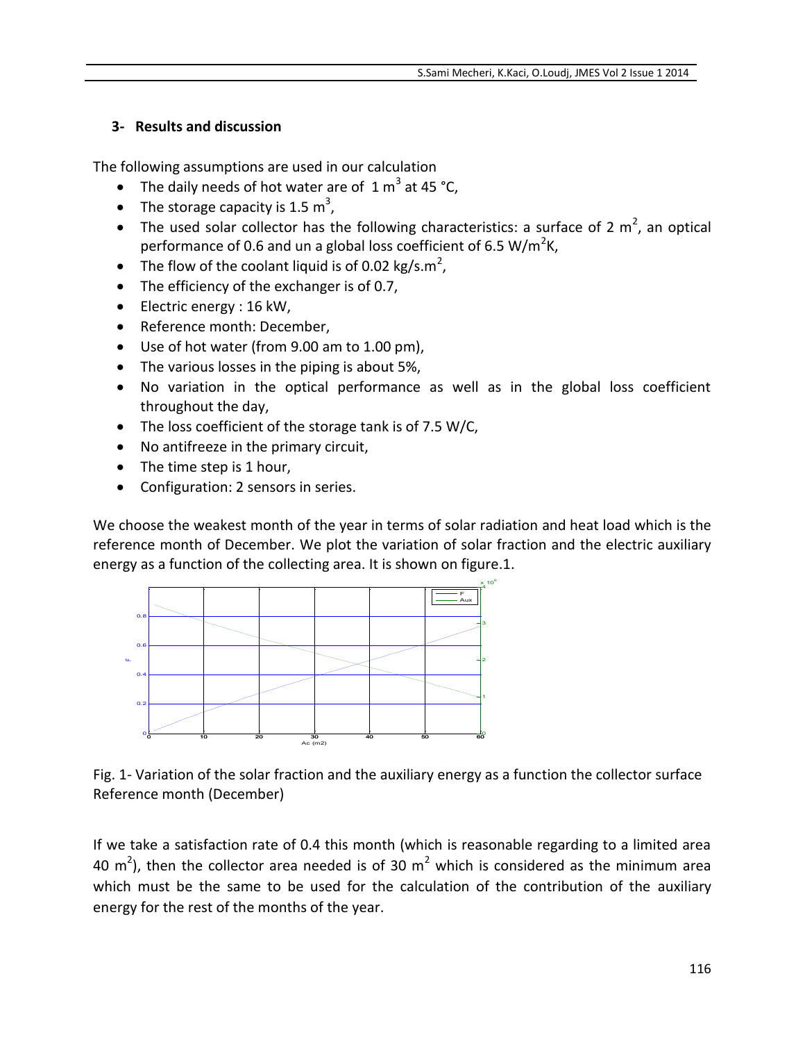## 3- Results and discussion

The following assumptions are used in our calculation

- The daily needs of hot water are of $1\ m^3$ at 45 °C,
- The storage capacity is $1.5\ m^3$,
- The used solar collector has the following characteristics: a surface of $2\ m^2$, an optical performance of 0.6 and un a global loss coefficient of $6.5\ W/m^2K$,
- The flow of the coolant liquid is of $0.02\ kg/s.m^2$,
- The efficiency of the exchanger is of 0.7,
- Electric energy : 16 kW,
- Reference month: December,
- Use of hot water (from 9.00 am to 1.00 pm),
- The various losses in the piping is about 5%,
- No variation in the optical performance as well as in the global loss coefficient throughout the day,
- The loss coefficient of the storage tank is of 7.5 W/C,
- No antifreeze in the primary circuit,
- The time step is 1 hour,
- Configuration: 2 sensors in series.

We choose the weakest month of the year in terms of solar radiation and heat load which is the reference month of December. We plot the variation of solar fraction and the electric auxiliary energy as a function of the collecting area. It is shown on figure.1.

Fig. 1- Variation of the solar fraction and the auxiliary energy as a function the collector surface Reference month (December)

If we take a satisfaction rate of 0.4 this month (which is reasonable regarding to a limited area 40 $m^2$), then the collector area needed is of 30 $m^2$ which is considered as the minimum area which must be the same to be used for the calculation of the contribution of the auxiliary energy for the rest of the months of the year.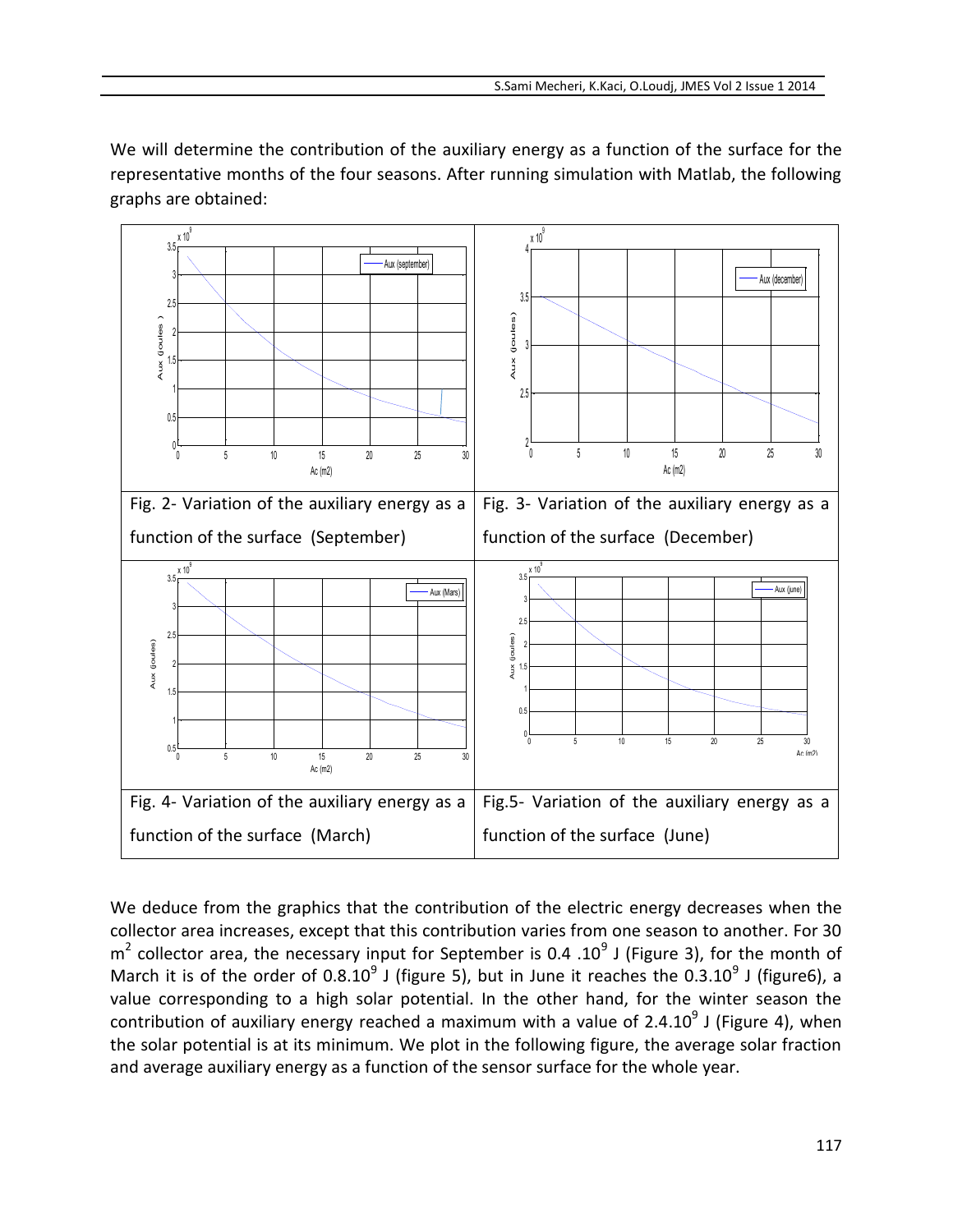We will determine the contribution of the auxiliary energy as a function of the surface for the representative months of the four seasons. After running simulation with Matlab, the following graphs are obtained:

| Fig. 2- Variation of the auxiliary energy as a function of the surface (September) | Fig. 3- Variation of the auxiliary energy as a function of the surface (December) |
|---|---|
| Fig. 4- Variation of the auxiliary energy as a function of the surface (March) | Fig.5- Variation of the auxiliary energy as a function of the surface (June) |

We deduce from the graphics that the contribution of the electric energy decreases when the collector area increases, except that this contribution varies from one season to another. For 30 $m^2$ collector area, the necessary input for September is 0.4 .$10^9$ J (Figure 3), for the month of March it is of the order of 0.8.$10^9$ J (figure 5), but in June it reaches the 0.3.$10^9$ J (figure6), a value corresponding to a high solar potential. In the other hand, for the winter season the contribution of auxiliary energy reached a maximum with a value of 2.4.$10^9$ J (Figure 4), when the solar potential is at its minimum. We plot in the following figure, the average solar fraction and average auxiliary energy as a function of the sensor surface for the whole year.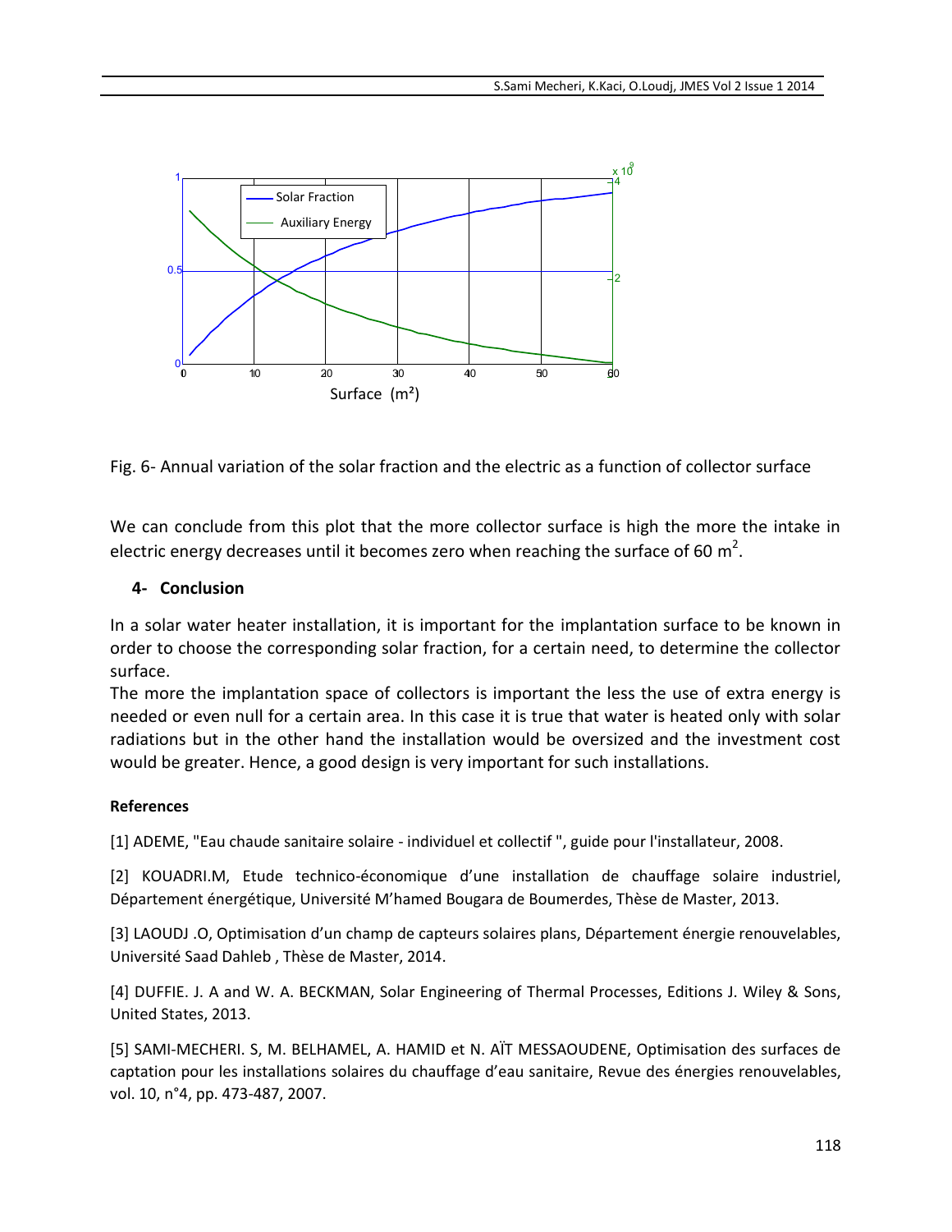Solar Fraction

Auxiliary Energy

1

0.5

0

0 10 20 30 40 50 60

x 10^9

4

2

Surface (m²)

Fig. 6- Annual variation of the solar fraction and the electric as a function of collector surface

We can conclude from this plot that the more collector surface is high the more the intake in electric energy decreases until it becomes zero when reaching the surface of 60 $m^2$.

## 4- Conclusion

In a solar water heater installation, it is important for the implantation surface to be known in order to choose the corresponding solar fraction, for a certain need, to determine the collector surface.

The more the implantation space of collectors is important the less the use of extra energy is needed or even null for a certain area. In this case it is true that water is heated only with solar radiations but in the other hand the installation would be oversized and the investment cost would be greater. Hence, a good design is very important for such installations.

### References

[1] ADEME, "Eau chaude sanitaire solaire - individuel et collectif ", guide pour l'installateur, 2008.

[2] KOUADRI.M, Etude technico-économique d'une installation de chauffage solaire industriel, Département énergétique, Université M'hamed Bougara de Boumerdes, Thèse de Master, 2013.

[3] LAOUDJ .O, Optimisation d'un champ de capteurs solaires plans, Département énergie renouvelables, Université Saad Dahleb , Thèse de Master, 2014.

[4] DUFFIE. J. A and W. A. BECKMAN, Solar Engineering of Thermal Processes, Editions J. Wiley & Sons, United States, 2013.

[5] SAMI-MECHERI. S, M. BELHAMEL, A. HAMID et N. AÏT MESSAOUDENE, Optimisation des surfaces de captation pour les installations solaires du chauffage d'eau sanitaire, Revue des énergies renouvelables, vol. 10, n°4, pp. 473-487, 2007.